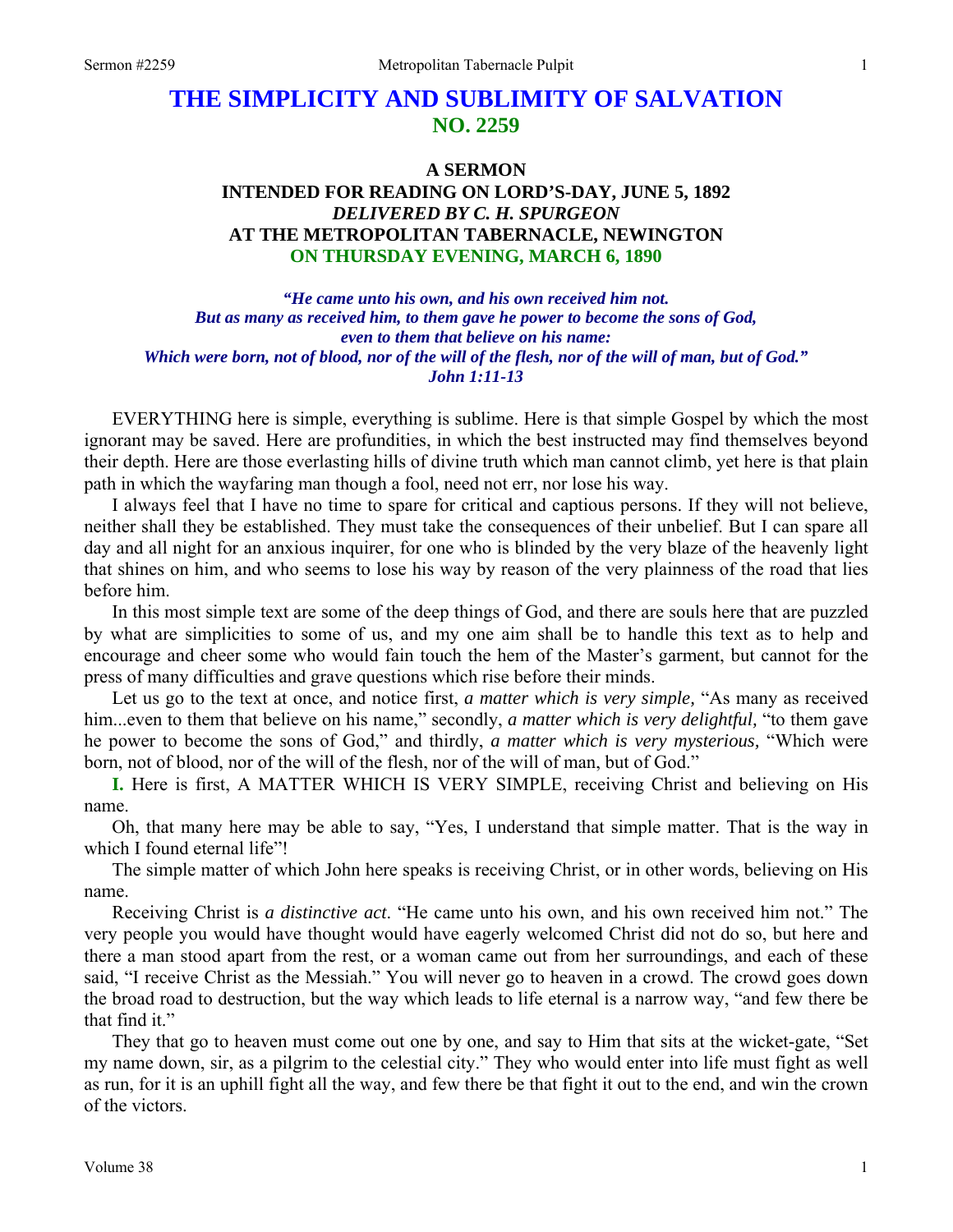# THE SIMPLICITY AND SUBLIMITY OF SALVATION
## NO. 2259

### A SERMON
### INTENDED FOR READING ON LORD'S-DAY, JUNE 5, 1892
### *DELIVERED BY C. H. SPURGEON*
### AT THE METROPOLITAN TABERNACLE, NEWINGTON
### ON THURSDAY EVENING, MARCH 6, 1890

***"He came unto his own, and his own received him not.***
***But as many as received him, to them gave he power to become the sons of God,***
***even to them that believe on his name:***
***Which were born, not of blood, nor of the will of the flesh, nor of the will of man, but of God."***
***John 1:11-13***

EVERYTHING here is simple, everything is sublime. Here is that simple Gospel by which the most ignorant may be saved. Here are profundities, in which the best instructed may find themselves beyond their depth. Here are those everlasting hills of divine truth which man cannot climb, yet here is that plain path in which the wayfaring man though a fool, need not err, nor lose his way.

I always feel that I have no time to spare for critical and captious persons. If they will not believe, neither shall they be established. They must take the consequences of their unbelief. But I can spare all day and all night for an anxious inquirer, for one who is blinded by the very blaze of the heavenly light that shines on him, and who seems to lose his way by reason of the very plainness of the road that lies before him.

In this most simple text are some of the deep things of God, and there are souls here that are puzzled by what are simplicities to some of us, and my one aim shall be to handle this text as to help and encourage and cheer some who would fain touch the hem of the Master's garment, but cannot for the press of many difficulties and grave questions which rise before their minds.

Let us go to the text at once, and notice first, *a matter which is very simple,* "As many as received him...even to them that believe on his name," secondly, *a matter which is very delightful,* "to them gave he power to become the sons of God," and thirdly, *a matter which is very mysterious,* "Which were born, not of blood, nor of the will of the flesh, nor of the will of man, but of God."

**I.** Here is first, A MATTER WHICH IS VERY SIMPLE, receiving Christ and believing on His name.

Oh, that many here may be able to say, "Yes, I understand that simple matter. That is the way in which I found eternal life"!

The simple matter of which John here speaks is receiving Christ, or in other words, believing on His name.

Receiving Christ is *a distinctive act*. "He came unto his own, and his own received him not." The very people you would have thought would have eagerly welcomed Christ did not do so, but here and there a man stood apart from the rest, or a woman came out from her surroundings, and each of these said, "I receive Christ as the Messiah." You will never go to heaven in a crowd. The crowd goes down the broad road to destruction, but the way which leads to life eternal is a narrow way, "and few there be that find it."

They that go to heaven must come out one by one, and say to Him that sits at the wicket-gate, "Set my name down, sir, as a pilgrim to the celestial city." They who would enter into life must fight as well as run, for it is an uphill fight all the way, and few there be that fight it out to the end, and win the crown of the victors.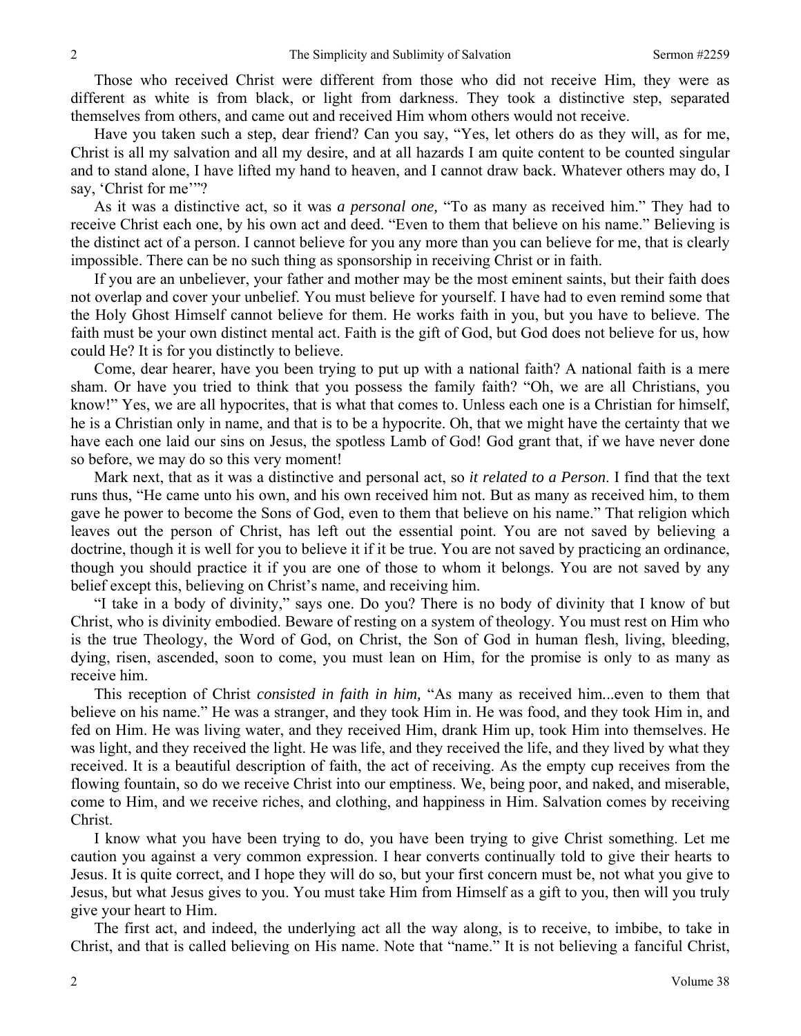Those who received Christ were different from those who did not receive Him, they were as different as white is from black, or light from darkness. They took a distinctive step, separated themselves from others, and came out and received Him whom others would not receive.

Have you taken such a step, dear friend? Can you say, "Yes, let others do as they will, as for me, Christ is all my salvation and all my desire, and at all hazards I am quite content to be counted singular and to stand alone, I have lifted my hand to heaven, and I cannot draw back. Whatever others may do, I say, 'Christ for me'"?

As it was a distinctive act, so it was *a personal one,* "To as many as received him." They had to receive Christ each one, by his own act and deed. "Even to them that believe on his name." Believing is the distinct act of a person. I cannot believe for you any more than you can believe for me, that is clearly impossible. There can be no such thing as sponsorship in receiving Christ or in faith.

If you are an unbeliever, your father and mother may be the most eminent saints, but their faith does not overlap and cover your unbelief. You must believe for yourself. I have had to even remind some that the Holy Ghost Himself cannot believe for them. He works faith in you, but you have to believe. The faith must be your own distinct mental act. Faith is the gift of God, but God does not believe for us, how could He? It is for you distinctly to believe.

Come, dear hearer, have you been trying to put up with a national faith? A national faith is a mere sham. Or have you tried to think that you possess the family faith? "Oh, we are all Christians, you know!" Yes, we are all hypocrites, that is what that comes to. Unless each one is a Christian for himself, he is a Christian only in name, and that is to be a hypocrite. Oh, that we might have the certainty that we have each one laid our sins on Jesus, the spotless Lamb of God! God grant that, if we have never done so before, we may do so this very moment!

Mark next, that as it was a distinctive and personal act, so *it related to a Person*. I find that the text runs thus, "He came unto his own, and his own received him not. But as many as received him, to them gave he power to become the Sons of God, even to them that believe on his name." That religion which leaves out the person of Christ, has left out the essential point. You are not saved by believing a doctrine, though it is well for you to believe it if it be true. You are not saved by practicing an ordinance, though you should practice it if you are one of those to whom it belongs. You are not saved by any belief except this, believing on Christ's name, and receiving him.

"I take in a body of divinity," says one. Do you? There is no body of divinity that I know of but Christ, who is divinity embodied. Beware of resting on a system of theology. You must rest on Him who is the true Theology, the Word of God, on Christ, the Son of God in human flesh, living, bleeding, dying, risen, ascended, soon to come, you must lean on Him, for the promise is only to as many as receive him.

This reception of Christ *consisted in faith in him,* "As many as received him...even to them that believe on his name." He was a stranger, and they took Him in. He was food, and they took Him in, and fed on Him. He was living water, and they received Him, drank Him up, took Him into themselves. He was light, and they received the light. He was life, and they received the life, and they lived by what they received. It is a beautiful description of faith, the act of receiving. As the empty cup receives from the flowing fountain, so do we receive Christ into our emptiness. We, being poor, and naked, and miserable, come to Him, and we receive riches, and clothing, and happiness in Him. Salvation comes by receiving Christ.

I know what you have been trying to do, you have been trying to give Christ something. Let me caution you against a very common expression. I hear converts continually told to give their hearts to Jesus. It is quite correct, and I hope they will do so, but your first concern must be, not what you give to Jesus, but what Jesus gives to you. You must take Him from Himself as a gift to you, then will you truly give your heart to Him.

The first act, and indeed, the underlying act all the way along, is to receive, to imbibe, to take in Christ, and that is called believing on His name. Note that "name." It is not believing a fanciful Christ,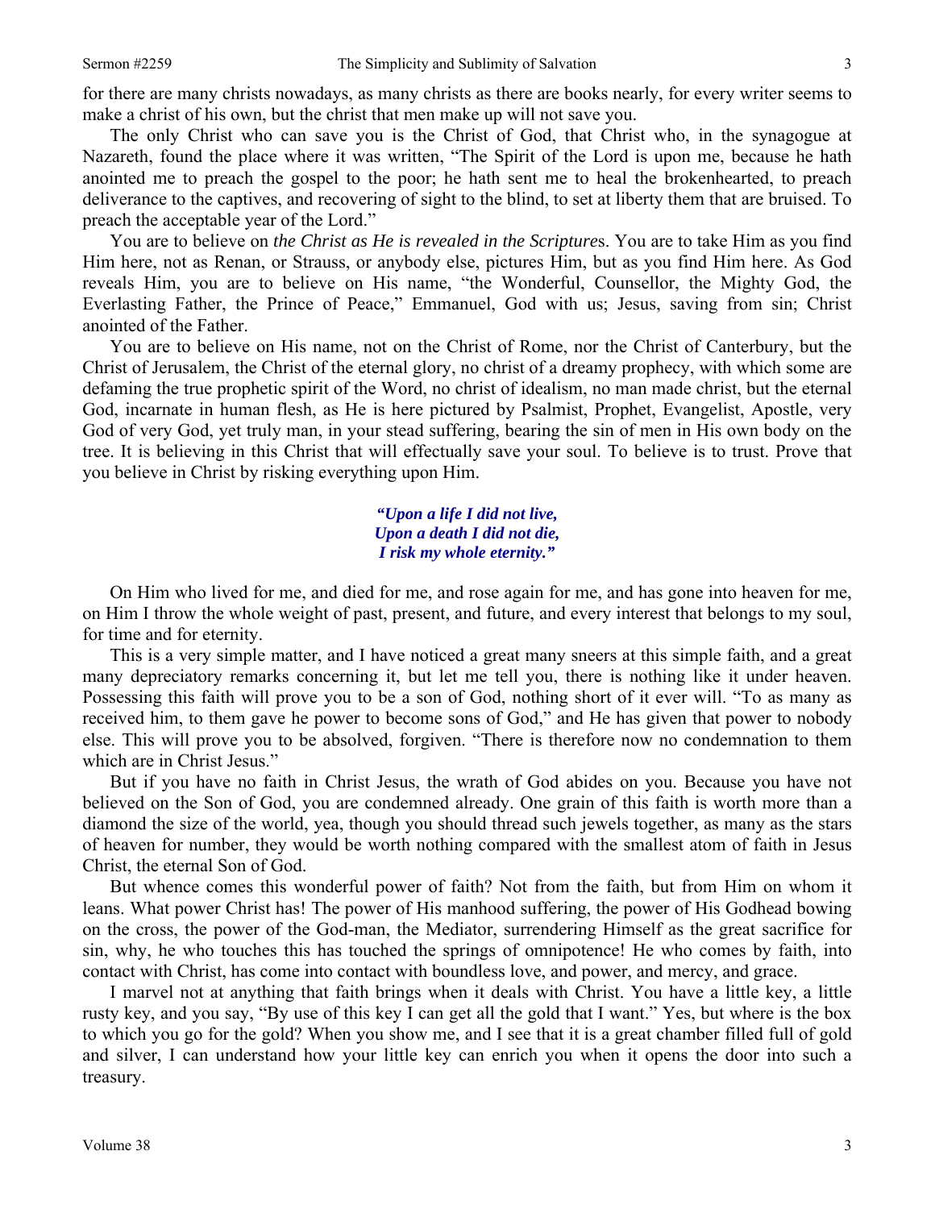for there are many christs nowadays, as many christs as there are books nearly, for every writer seems to make a christ of his own, but the christ that men make up will not save you.

The only Christ who can save you is the Christ of God, that Christ who, in the synagogue at Nazareth, found the place where it was written, "The Spirit of the Lord is upon me, because he hath anointed me to preach the gospel to the poor; he hath sent me to heal the brokenhearted, to preach deliverance to the captives, and recovering of sight to the blind, to set at liberty them that are bruised. To preach the acceptable year of the Lord."

You are to believe on *the Christ as He is revealed in the Scripture*s. You are to take Him as you find Him here, not as Renan, or Strauss, or anybody else, pictures Him, but as you find Him here. As God reveals Him, you are to believe on His name, "the Wonderful, Counsellor, the Mighty God, the Everlasting Father, the Prince of Peace," Emmanuel, God with us; Jesus, saving from sin; Christ anointed of the Father.

You are to believe on His name, not on the Christ of Rome, nor the Christ of Canterbury, but the Christ of Jerusalem, the Christ of the eternal glory, no christ of a dreamy prophecy, with which some are defaming the true prophetic spirit of the Word, no christ of idealism, no man made christ, but the eternal God, incarnate in human flesh, as He is here pictured by Psalmist, Prophet, Evangelist, Apostle, very God of very God, yet truly man, in your stead suffering, bearing the sin of men in His own body on the tree. It is believing in this Christ that will effectually save your soul. To believe is to trust. Prove that you believe in Christ by risking everything upon Him.

> ***"Upon a life I did not live,***
> ***Upon a death I did not die,***
> ***I risk my whole eternity."***

On Him who lived for me, and died for me, and rose again for me, and has gone into heaven for me, on Him I throw the whole weight of past, present, and future, and every interest that belongs to my soul, for time and for eternity.

This is a very simple matter, and I have noticed a great many sneers at this simple faith, and a great many depreciatory remarks concerning it, but let me tell you, there is nothing like it under heaven. Possessing this faith will prove you to be a son of God, nothing short of it ever will. "To as many as received him, to them gave he power to become sons of God," and He has given that power to nobody else. This will prove you to be absolved, forgiven. "There is therefore now no condemnation to them which are in Christ Jesus."

But if you have no faith in Christ Jesus, the wrath of God abides on you. Because you have not believed on the Son of God, you are condemned already. One grain of this faith is worth more than a diamond the size of the world, yea, though you should thread such jewels together, as many as the stars of heaven for number, they would be worth nothing compared with the smallest atom of faith in Jesus Christ, the eternal Son of God.

But whence comes this wonderful power of faith? Not from the faith, but from Him on whom it leans. What power Christ has! The power of His manhood suffering, the power of His Godhead bowing on the cross, the power of the God-man, the Mediator, surrendering Himself as the great sacrifice for sin, why, he who touches this has touched the springs of omnipotence! He who comes by faith, into contact with Christ, has come into contact with boundless love, and power, and mercy, and grace.

I marvel not at anything that faith brings when it deals with Christ. You have a little key, a little rusty key, and you say, "By use of this key I can get all the gold that I want." Yes, but where is the box to which you go for the gold? When you show me, and I see that it is a great chamber filled full of gold and silver, I can understand how your little key can enrich you when it opens the door into such a treasury.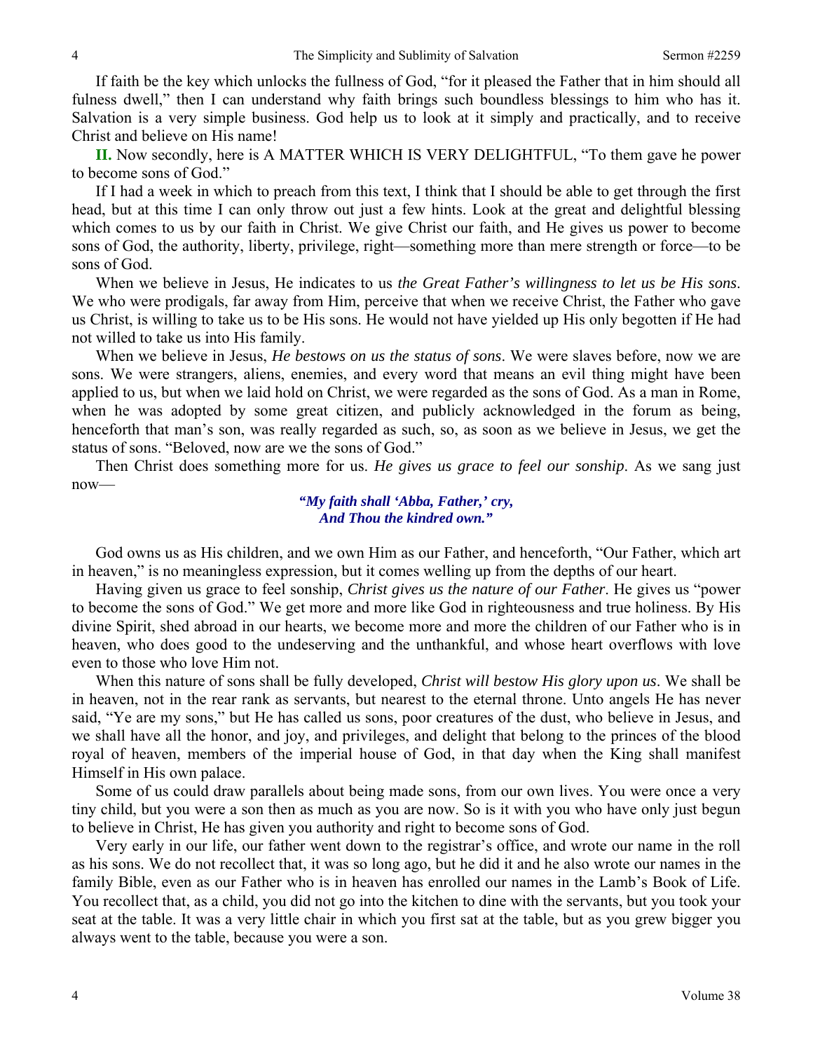If faith be the key which unlocks the fullness of God, "for it pleased the Father that in him should all fulness dwell," then I can understand why faith brings such boundless blessings to him who has it. Salvation is a very simple business. God help us to look at it simply and practically, and to receive Christ and believe on His name!

**II.** Now secondly, here is A MATTER WHICH IS VERY DELIGHTFUL, "To them gave he power to become sons of God."

If I had a week in which to preach from this text, I think that I should be able to get through the first head, but at this time I can only throw out just a few hints. Look at the great and delightful blessing which comes to us by our faith in Christ. We give Christ our faith, and He gives us power to become sons of God, the authority, liberty, privilege, right—something more than mere strength or force—to be sons of God.

When we believe in Jesus, He indicates to us *the Great Father's willingness to let us be His sons*. We who were prodigals, far away from Him, perceive that when we receive Christ, the Father who gave us Christ, is willing to take us to be His sons. He would not have yielded up His only begotten if He had not willed to take us into His family.

When we believe in Jesus, *He bestows on us the status of sons*. We were slaves before, now we are sons. We were strangers, aliens, enemies, and every word that means an evil thing might have been applied to us, but when we laid hold on Christ, we were regarded as the sons of God. As a man in Rome, when he was adopted by some great citizen, and publicly acknowledged in the forum as being, henceforth that man's son, was really regarded as such, so, as soon as we believe in Jesus, we get the status of sons. "Beloved, now are we the sons of God."

Then Christ does something more for us. *He gives us grace to feel our sonship*. As we sang just now—

> ***"My faith shall 'Abba, Father,' cry,***
> ***And Thou the kindred own."***

God owns us as His children, and we own Him as our Father, and henceforth, "Our Father, which art in heaven," is no meaningless expression, but it comes welling up from the depths of our heart.

Having given us grace to feel sonship, *Christ gives us the nature of our Father*. He gives us "power to become the sons of God." We get more and more like God in righteousness and true holiness. By His divine Spirit, shed abroad in our hearts, we become more and more the children of our Father who is in heaven, who does good to the undeserving and the unthankful, and whose heart overflows with love even to those who love Him not.

When this nature of sons shall be fully developed, *Christ will bestow His glory upon us*. We shall be in heaven, not in the rear rank as servants, but nearest to the eternal throne. Unto angels He has never said, "Ye are my sons," but He has called us sons, poor creatures of the dust, who believe in Jesus, and we shall have all the honor, and joy, and privileges, and delight that belong to the princes of the blood royal of heaven, members of the imperial house of God, in that day when the King shall manifest Himself in His own palace.

Some of us could draw parallels about being made sons, from our own lives. You were once a very tiny child, but you were a son then as much as you are now. So is it with you who have only just begun to believe in Christ, He has given you authority and right to become sons of God.

Very early in our life, our father went down to the registrar's office, and wrote our name in the roll as his sons. We do not recollect that, it was so long ago, but he did it and he also wrote our names in the family Bible, even as our Father who is in heaven has enrolled our names in the Lamb's Book of Life. You recollect that, as a child, you did not go into the kitchen to dine with the servants, but you took your seat at the table. It was a very little chair in which you first sat at the table, but as you grew bigger you always went to the table, because you were a son.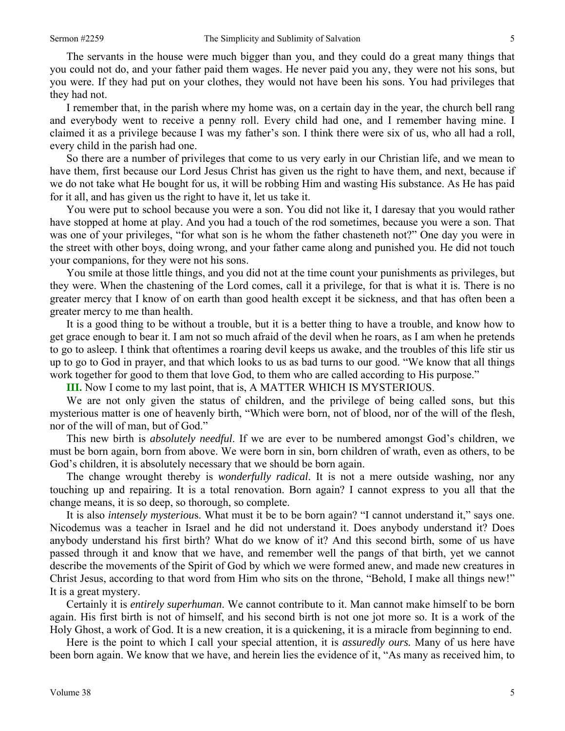The servants in the house were much bigger than you, and they could do a great many things that you could not do, and your father paid them wages. He never paid you any, they were not his sons, but you were. If they had put on your clothes, they would not have been his sons. You had privileges that they had not.

I remember that, in the parish where my home was, on a certain day in the year, the church bell rang and everybody went to receive a penny roll. Every child had one, and I remember having mine. I claimed it as a privilege because I was my father's son. I think there were six of us, who all had a roll, every child in the parish had one.

So there are a number of privileges that come to us very early in our Christian life, and we mean to have them, first because our Lord Jesus Christ has given us the right to have them, and next, because if we do not take what He bought for us, it will be robbing Him and wasting His substance. As He has paid for it all, and has given us the right to have it, let us take it.

You were put to school because you were a son. You did not like it, I daresay that you would rather have stopped at home at play. And you had a touch of the rod sometimes, because you were a son. That was one of your privileges, "for what son is he whom the father chasteneth not?" One day you were in the street with other boys, doing wrong, and your father came along and punished you. He did not touch your companions, for they were not his sons.

You smile at those little things, and you did not at the time count your punishments as privileges, but they were. When the chastening of the Lord comes, call it a privilege, for that is what it is. There is no greater mercy that I know of on earth than good health except it be sickness, and that has often been a greater mercy to me than health.

It is a good thing to be without a trouble, but it is a better thing to have a trouble, and know how to get grace enough to bear it. I am not so much afraid of the devil when he roars, as I am when he pretends to go to asleep. I think that oftentimes a roaring devil keeps us awake, and the troubles of this life stir us up to go to God in prayer, and that which looks to us as bad turns to our good. "We know that all things work together for good to them that love God, to them who are called according to His purpose."

**III.** Now I come to my last point, that is, A MATTER WHICH IS MYSTERIOUS.

We are not only given the status of children, and the privilege of being called sons, but this mysterious matter is one of heavenly birth, "Which were born, not of blood, nor of the will of the flesh, nor of the will of man, but of God."

This new birth is *absolutely needful*. If we are ever to be numbered amongst God's children, we must be born again, born from above. We were born in sin, born children of wrath, even as others, to be God's children, it is absolutely necessary that we should be born again.

The change wrought thereby is *wonderfully radical*. It is not a mere outside washing, nor any touching up and repairing. It is a total renovation. Born again? I cannot express to you all that the change means, it is so deep, so thorough, so complete.

It is also *intensely mysterious*. What must it be to be born again? "I cannot understand it," says one. Nicodemus was a teacher in Israel and he did not understand it. Does anybody understand it? Does anybody understand his first birth? What do we know of it? And this second birth, some of us have passed through it and know that we have, and remember well the pangs of that birth, yet we cannot describe the movements of the Spirit of God by which we were formed anew, and made new creatures in Christ Jesus, according to that word from Him who sits on the throne, "Behold, I make all things new!" It is a great mystery.

Certainly it is *entirely superhuman*. We cannot contribute to it. Man cannot make himself to be born again. His first birth is not of himself, and his second birth is not one jot more so. It is a work of the Holy Ghost, a work of God. It is a new creation, it is a quickening, it is a miracle from beginning to end.

Here is the point to which I call your special attention, it is *assuredly ours.* Many of us here have been born again. We know that we have, and herein lies the evidence of it, "As many as received him, to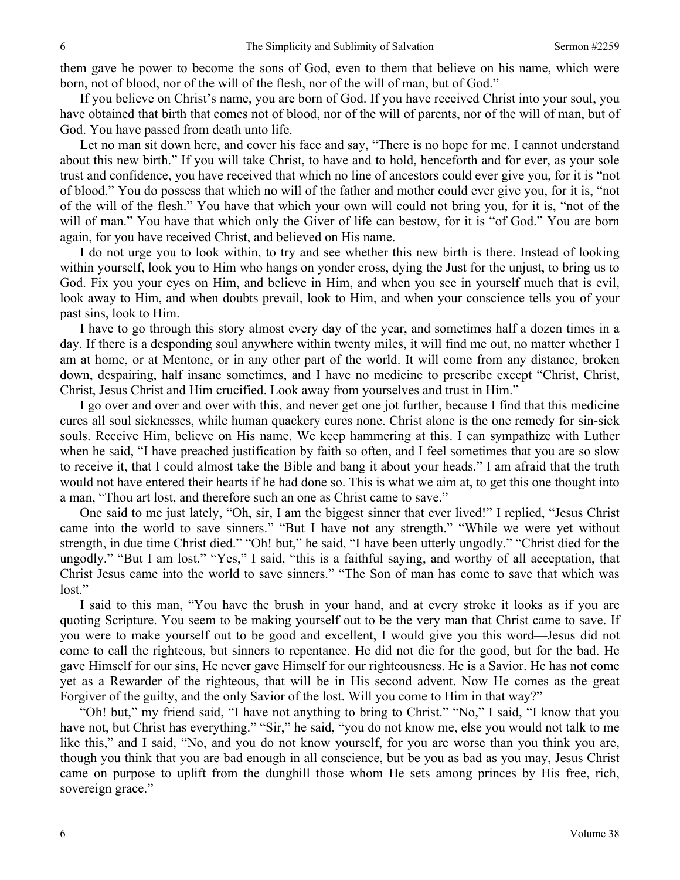them gave he power to become the sons of God, even to them that believe on his name, which were born, not of blood, nor of the will of the flesh, nor of the will of man, but of God."

If you believe on Christ's name, you are born of God. If you have received Christ into your soul, you have obtained that birth that comes not of blood, nor of the will of parents, nor of the will of man, but of God. You have passed from death unto life.

Let no man sit down here, and cover his face and say, "There is no hope for me. I cannot understand about this new birth." If you will take Christ, to have and to hold, henceforth and for ever, as your sole trust and confidence, you have received that which no line of ancestors could ever give you, for it is "not of blood." You do possess that which no will of the father and mother could ever give you, for it is, "not of the will of the flesh." You have that which your own will could not bring you, for it is, "not of the will of man." You have that which only the Giver of life can bestow, for it is "of God." You are born again, for you have received Christ, and believed on His name.

I do not urge you to look within, to try and see whether this new birth is there. Instead of looking within yourself, look you to Him who hangs on yonder cross, dying the Just for the unjust, to bring us to God. Fix you your eyes on Him, and believe in Him, and when you see in yourself much that is evil, look away to Him, and when doubts prevail, look to Him, and when your conscience tells you of your past sins, look to Him.

I have to go through this story almost every day of the year, and sometimes half a dozen times in a day. If there is a desponding soul anywhere within twenty miles, it will find me out, no matter whether I am at home, or at Mentone, or in any other part of the world. It will come from any distance, broken down, despairing, half insane sometimes, and I have no medicine to prescribe except "Christ, Christ, Christ, Jesus Christ and Him crucified. Look away from yourselves and trust in Him."

I go over and over and over with this, and never get one jot further, because I find that this medicine cures all soul sicknesses, while human quackery cures none. Christ alone is the one remedy for sin-sick souls. Receive Him, believe on His name. We keep hammering at this. I can sympathize with Luther when he said, "I have preached justification by faith so often, and I feel sometimes that you are so slow to receive it, that I could almost take the Bible and bang it about your heads." I am afraid that the truth would not have entered their hearts if he had done so. This is what we aim at, to get this one thought into a man, "Thou art lost, and therefore such an one as Christ came to save."

One said to me just lately, "Oh, sir, I am the biggest sinner that ever lived!" I replied, "Jesus Christ came into the world to save sinners." "But I have not any strength." "While we were yet without strength, in due time Christ died." "Oh! but," he said, "I have been utterly ungodly." "Christ died for the ungodly." "But I am lost." "Yes," I said, "this is a faithful saying, and worthy of all acceptation, that Christ Jesus came into the world to save sinners." "The Son of man has come to save that which was lost."

I said to this man, "You have the brush in your hand, and at every stroke it looks as if you are quoting Scripture. You seem to be making yourself out to be the very man that Christ came to save. If you were to make yourself out to be good and excellent, I would give you this word—Jesus did not come to call the righteous, but sinners to repentance. He did not die for the good, but for the bad. He gave Himself for our sins, He never gave Himself for our righteousness. He is a Savior. He has not come yet as a Rewarder of the righteous, that will be in His second advent. Now He comes as the great Forgiver of the guilty, and the only Savior of the lost. Will you come to Him in that way?"

"Oh! but," my friend said, "I have not anything to bring to Christ." "No," I said, "I know that you have not, but Christ has everything." "Sir," he said, "you do not know me, else you would not talk to me like this," and I said, "No, and you do not know yourself, for you are worse than you think you are, though you think that you are bad enough in all conscience, but be you as bad as you may, Jesus Christ came on purpose to uplift from the dunghill those whom He sets among princes by His free, rich, sovereign grace."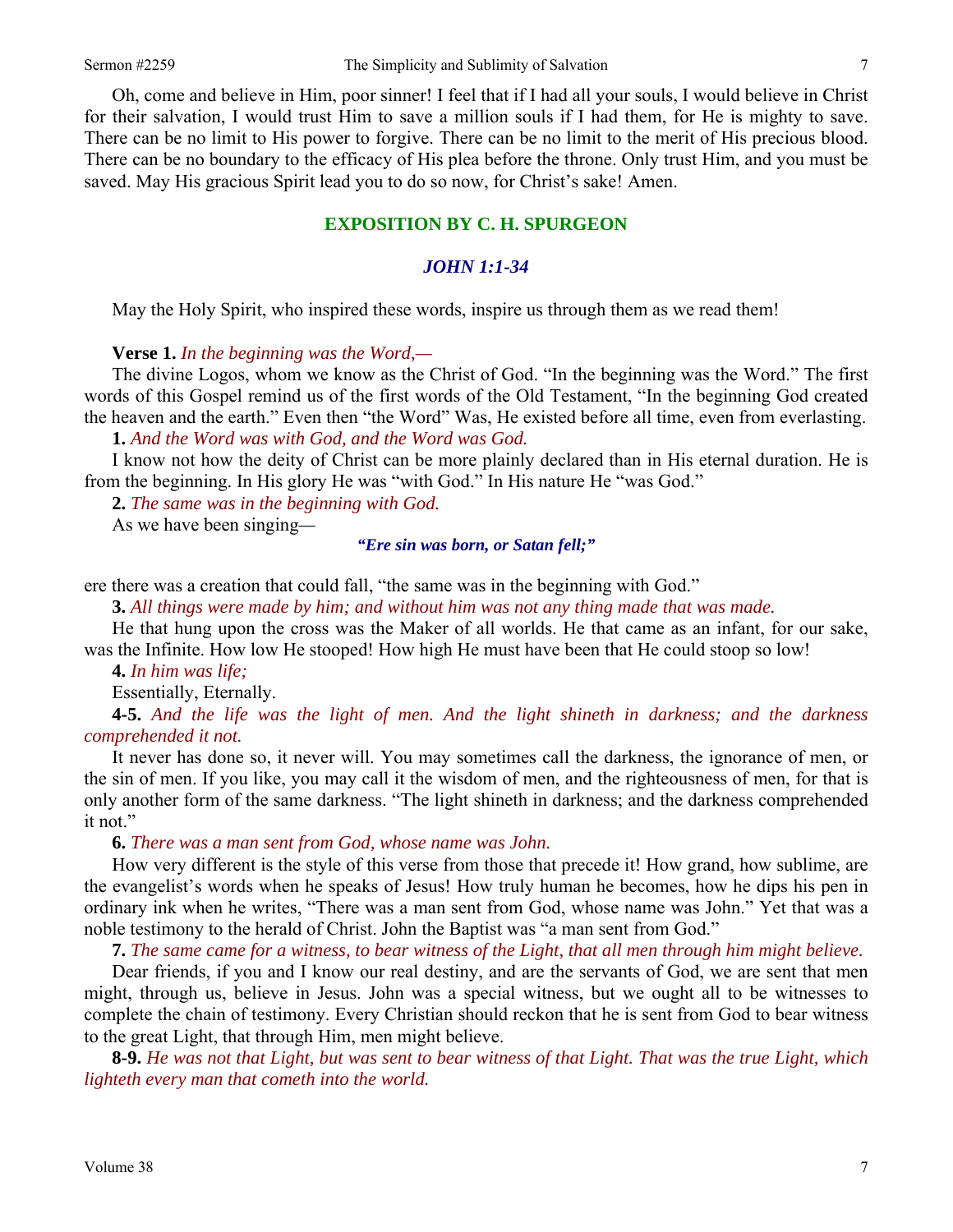Oh, come and believe in Him, poor sinner! I feel that if I had all your souls, I would believe in Christ for their salvation, I would trust Him to save a million souls if I had them, for He is mighty to save. There can be no limit to His power to forgive. There can be no limit to the merit of His precious blood. There can be no boundary to the efficacy of His plea before the throne. Only trust Him, and you must be saved. May His gracious Spirit lead you to do so now, for Christ's sake! Amen.

## EXPOSITION BY C. H. SPURGEON

### *JOHN 1:1-34*

May the Holy Spirit, who inspired these words, inspire us through them as we read them!

**Verse 1.** *In the beginning was the Word,—*

The divine Logos, whom we know as the Christ of God. "In the beginning was the Word." The first words of this Gospel remind us of the first words of the Old Testament, "In the beginning God created the heaven and the earth." Even then "the Word" Was, He existed before all time, even from everlasting.

**1.** *And the Word was with God, and the Word was God.*

I know not how the deity of Christ can be more plainly declared than in His eternal duration. He is from the beginning. In His glory He was "with God." In His nature He "was God."

**2.** *The same was in the beginning with God.*

As we have been singing—

***"Ere sin was born, or Satan fell;"***

ere there was a creation that could fall, "the same was in the beginning with God."

**3.** *All things were made by him; and without him was not any thing made that was made.*

He that hung upon the cross was the Maker of all worlds. He that came as an infant, for our sake, was the Infinite. How low He stooped! How high He must have been that He could stoop so low!

**4.** *In him was life;*

Essentially, Eternally.

**4-5.** *And the life was the light of men. And the light shineth in darkness; and the darkness comprehended it not.*

It never has done so, it never will. You may sometimes call the darkness, the ignorance of men, or the sin of men. If you like, you may call it the wisdom of men, and the righteousness of men, for that is only another form of the same darkness. "The light shineth in darkness; and the darkness comprehended it not."

**6.** *There was a man sent from God, whose name was John.*

How very different is the style of this verse from those that precede it! How grand, how sublime, are the evangelist's words when he speaks of Jesus! How truly human he becomes, how he dips his pen in ordinary ink when he writes, "There was a man sent from God, whose name was John." Yet that was a noble testimony to the herald of Christ. John the Baptist was "a man sent from God."

**7.** *The same came for a witness, to bear witness of the Light, that all men through him might believe.*

Dear friends, if you and I know our real destiny, and are the servants of God, we are sent that men might, through us, believe in Jesus. John was a special witness, but we ought all to be witnesses to complete the chain of testimony. Every Christian should reckon that he is sent from God to bear witness to the great Light, that through Him, men might believe.

**8-9.** *He was not that Light, but was sent to bear witness of that Light. That was the true Light, which lighteth every man that cometh into the world.*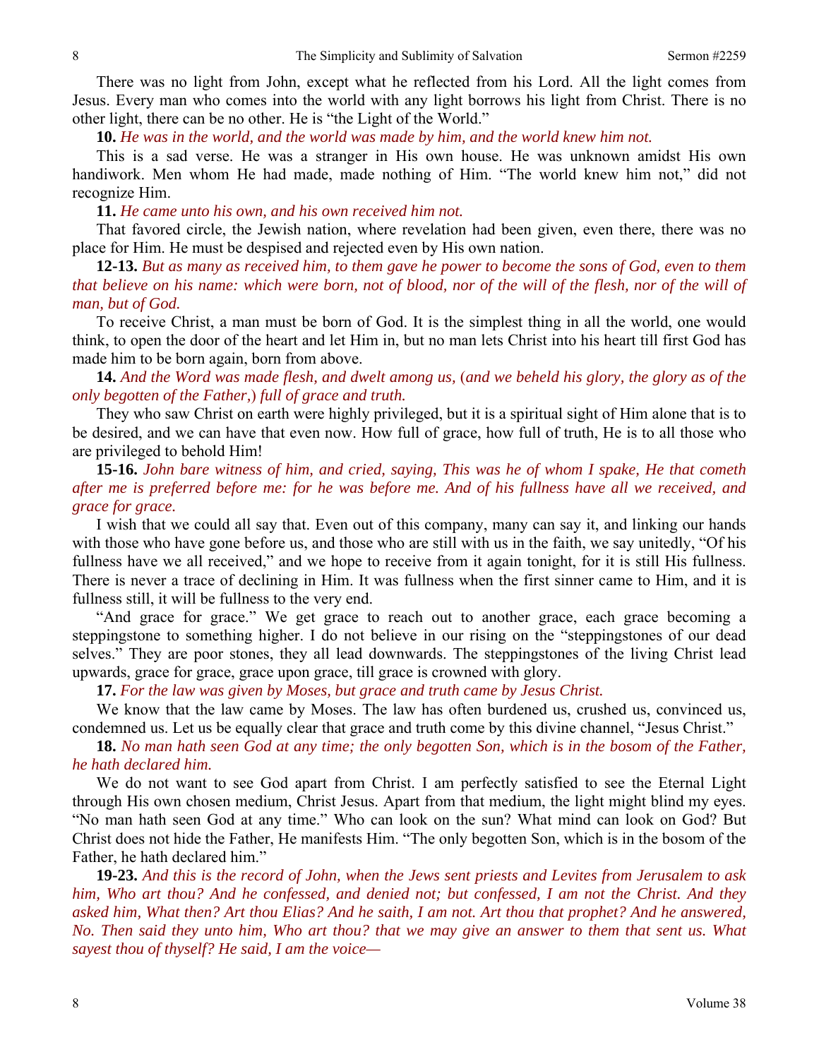There was no light from John, except what he reflected from his Lord. All the light comes from Jesus. Every man who comes into the world with any light borrows his light from Christ. There is no other light, there can be no other. He is "the Light of the World."

**10.** *He was in the world, and the world was made by him, and the world knew him not.*

This is a sad verse. He was a stranger in His own house. He was unknown amidst His own handiwork. Men whom He had made, made nothing of Him. "The world knew him not," did not recognize Him.

**11.** *He came unto his own, and his own received him not.*

That favored circle, the Jewish nation, where revelation had been given, even there, there was no place for Him. He must be despised and rejected even by His own nation.

**12-13.** *But as many as received him, to them gave he power to become the sons of God, even to them that believe on his name: which were born, not of blood, nor of the will of the flesh, nor of the will of man, but of God.*

To receive Christ, a man must be born of God. It is the simplest thing in all the world, one would think, to open the door of the heart and let Him in, but no man lets Christ into his heart till first God has made him to be born again, born from above.

**14.** *And the Word was made flesh, and dwelt among us,* (*and we beheld his glory, the glory as of the only begotten of the Father,*) *full of grace and truth.*

They who saw Christ on earth were highly privileged, but it is a spiritual sight of Him alone that is to be desired, and we can have that even now. How full of grace, how full of truth, He is to all those who are privileged to behold Him!

**15-16.** *John bare witness of him, and cried, saying, This was he of whom I spake, He that cometh after me is preferred before me: for he was before me. And of his fullness have all we received, and grace for grace.*

I wish that we could all say that. Even out of this company, many can say it, and linking our hands with those who have gone before us, and those who are still with us in the faith, we say unitedly, "Of his fullness have we all received," and we hope to receive from it again tonight, for it is still His fullness. There is never a trace of declining in Him. It was fullness when the first sinner came to Him, and it is fullness still, it will be fullness to the very end.

"And grace for grace." We get grace to reach out to another grace, each grace becoming a steppingstone to something higher. I do not believe in our rising on the "steppingstones of our dead selves." They are poor stones, they all lead downwards. The steppingstones of the living Christ lead upwards, grace for grace, grace upon grace, till grace is crowned with glory.

**17.** *For the law was given by Moses, but grace and truth came by Jesus Christ.*

We know that the law came by Moses. The law has often burdened us, crushed us, convinced us, condemned us. Let us be equally clear that grace and truth come by this divine channel, "Jesus Christ."

**18.** *No man hath seen God at any time; the only begotten Son, which is in the bosom of the Father, he hath declared him.*

We do not want to see God apart from Christ. I am perfectly satisfied to see the Eternal Light through His own chosen medium, Christ Jesus. Apart from that medium, the light might blind my eyes. "No man hath seen God at any time." Who can look on the sun? What mind can look on God? But Christ does not hide the Father, He manifests Him. "The only begotten Son, which is in the bosom of the Father, he hath declared him."

**19-23.** *And this is the record of John, when the Jews sent priests and Levites from Jerusalem to ask him, Who art thou? And he confessed, and denied not; but confessed, I am not the Christ. And they asked him, What then? Art thou Elias? And he saith, I am not. Art thou that prophet? And he answered, No. Then said they unto him, Who art thou? that we may give an answer to them that sent us. What sayest thou of thyself? He said, I am the voice—*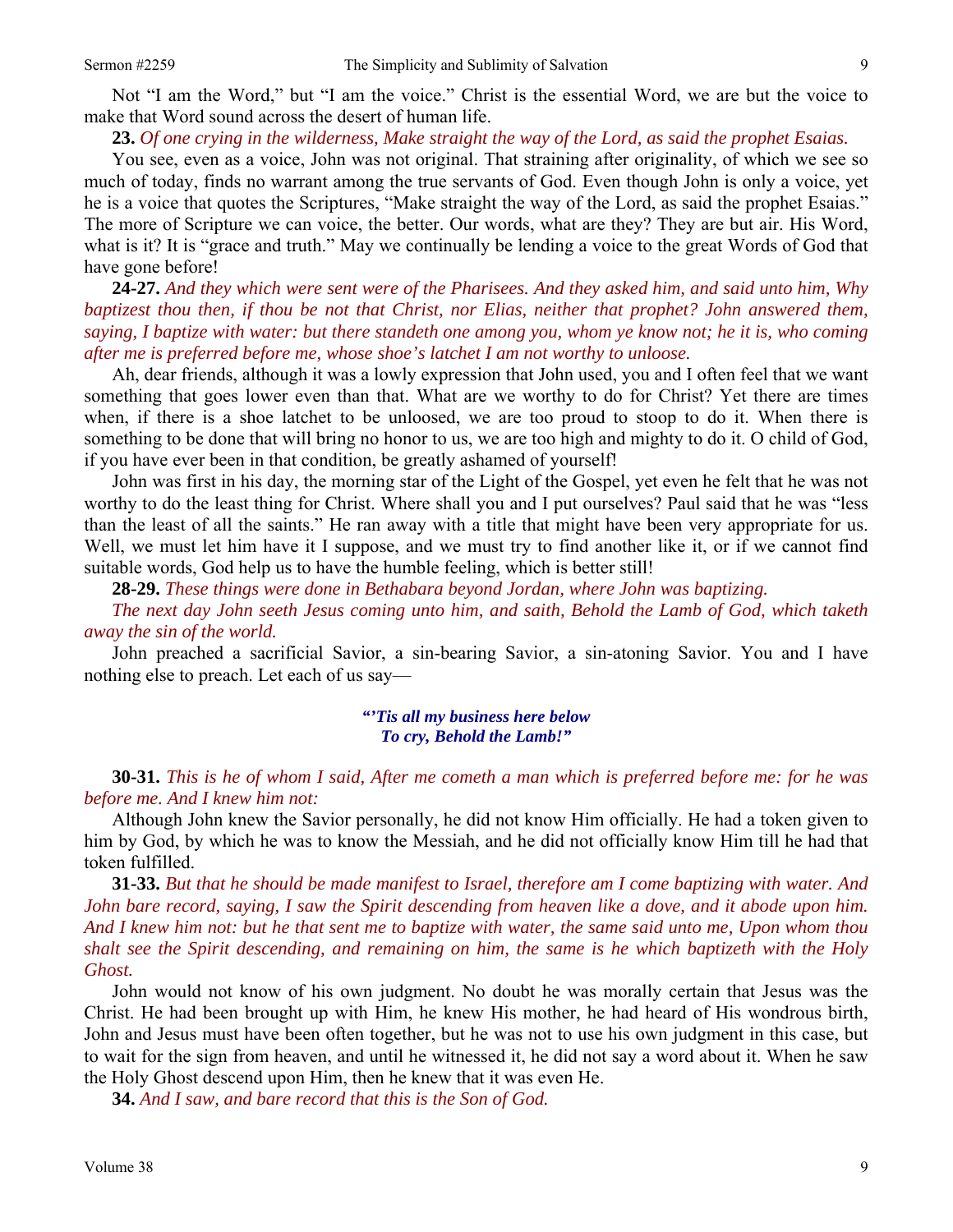Not "I am the Word," but "I am the voice." Christ is the essential Word, we are but the voice to make that Word sound across the desert of human life.

**23.** *Of one crying in the wilderness, Make straight the way of the Lord, as said the prophet Esaias.*

You see, even as a voice, John was not original. That straining after originality, of which we see so much of today, finds no warrant among the true servants of God. Even though John is only a voice, yet he is a voice that quotes the Scriptures, "Make straight the way of the Lord, as said the prophet Esaias." The more of Scripture we can voice, the better. Our words, what are they? They are but air. His Word, what is it? It is "grace and truth." May we continually be lending a voice to the great Words of God that have gone before!

**24-27.** *And they which were sent were of the Pharisees. And they asked him, and said unto him, Why baptizest thou then, if thou be not that Christ, nor Elias, neither that prophet? John answered them, saying, I baptize with water: but there standeth one among you, whom ye know not; he it is, who coming after me is preferred before me, whose shoe's latchet I am not worthy to unloose.*

Ah, dear friends, although it was a lowly expression that John used, you and I often feel that we want something that goes lower even than that. What are we worthy to do for Christ? Yet there are times when, if there is a shoe latchet to be unloosed, we are too proud to stoop to do it. When there is something to be done that will bring no honor to us, we are too high and mighty to do it. O child of God, if you have ever been in that condition, be greatly ashamed of yourself!

John was first in his day, the morning star of the Light of the Gospel, yet even he felt that he was not worthy to do the least thing for Christ. Where shall you and I put ourselves? Paul said that he was "less than the least of all the saints." He ran away with a title that might have been very appropriate for us. Well, we must let him have it I suppose, and we must try to find another like it, or if we cannot find suitable words, God help us to have the humble feeling, which is better still!

**28-29.** *These things were done in Bethabara beyond Jordan, where John was baptizing.*

*The next day John seeth Jesus coming unto him, and saith, Behold the Lamb of God, which taketh away the sin of the world.*

John preached a sacrificial Savior, a sin-bearing Savior, a sin-atoning Savior. You and I have nothing else to preach. Let each of us say—

> ***"'Tis all my business here below***
> ***To cry, Behold the Lamb!"***

**30-31.** *This is he of whom I said, After me cometh a man which is preferred before me: for he was before me. And I knew him not:*

Although John knew the Savior personally, he did not know Him officially. He had a token given to him by God, by which he was to know the Messiah, and he did not officially know Him till he had that token fulfilled.

**31-33.** *But that he should be made manifest to Israel, therefore am I come baptizing with water. And John bare record, saying, I saw the Spirit descending from heaven like a dove, and it abode upon him. And I knew him not: but he that sent me to baptize with water, the same said unto me, Upon whom thou shalt see the Spirit descending, and remaining on him, the same is he which baptizeth with the Holy Ghost.*

John would not know of his own judgment. No doubt he was morally certain that Jesus was the Christ. He had been brought up with Him, he knew His mother, he had heard of His wondrous birth, John and Jesus must have been often together, but he was not to use his own judgment in this case, but to wait for the sign from heaven, and until he witnessed it, he did not say a word about it. When he saw the Holy Ghost descend upon Him, then he knew that it was even He.

**34.** *And I saw, and bare record that this is the Son of God.*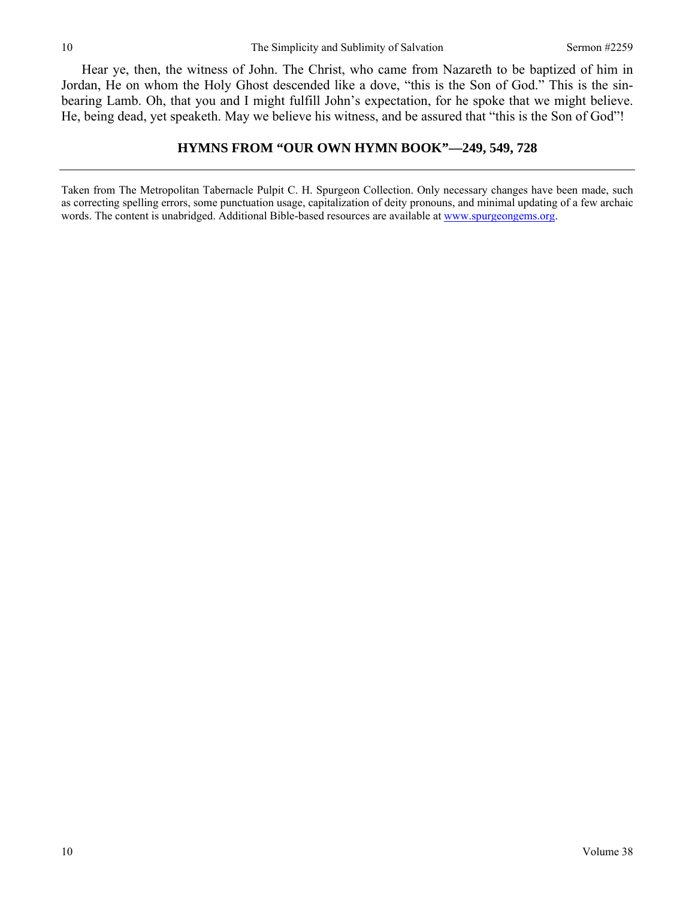Hear ye, then, the witness of John. The Christ, who came from Nazareth to be baptized of him in Jordan, He on whom the Holy Ghost descended like a dove, "this is the Son of God." This is the sin-bearing Lamb. Oh, that you and I might fulfill John's expectation, for he spoke that we might believe. He, being dead, yet speaketh. May we believe his witness, and be assured that "this is the Son of God"!

## HYMNS FROM "OUR OWN HYMN BOOK"—249, 549, 728

---

Taken from The Metropolitan Tabernacle Pulpit C. H. Spurgeon Collection. Only necessary changes have been made, such as correcting spelling errors, some punctuation usage, capitalization of deity pronouns, and minimal updating of a few archaic words. The content is unabridged. Additional Bible-based resources are available at www.spurgeongems.org.